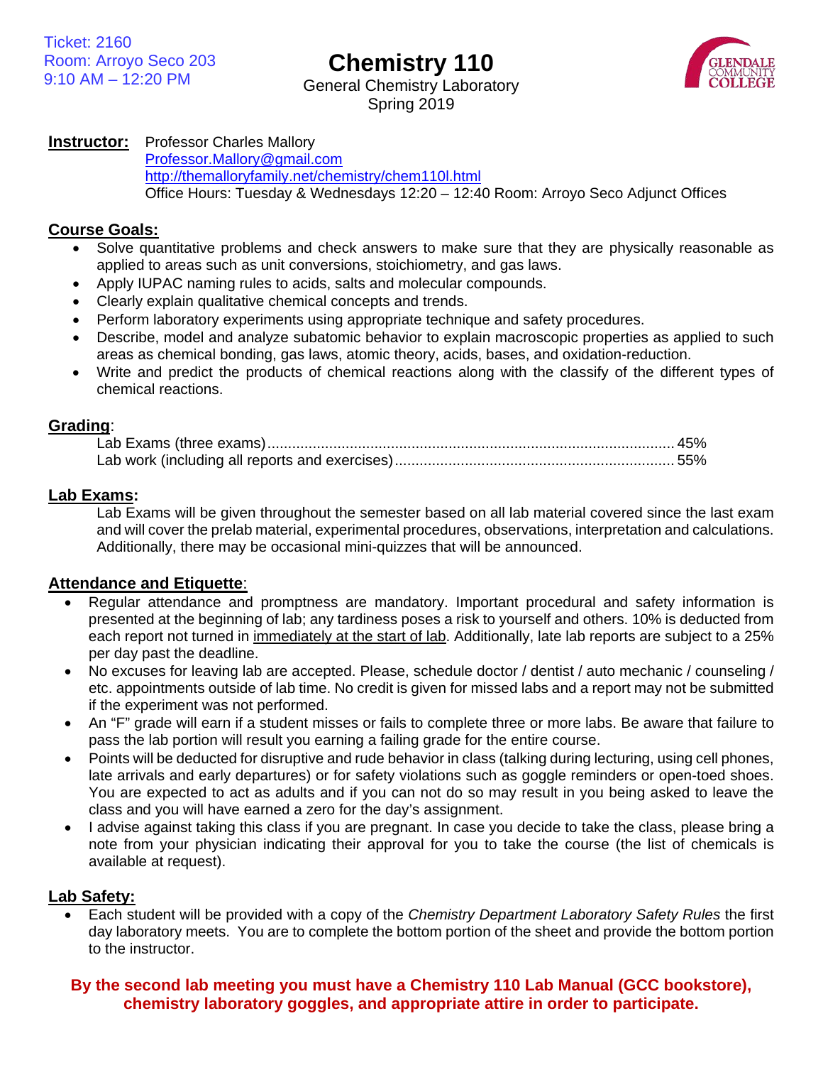Ticket: 2160
Room: Arroyo Seco 203
9:10 AM – 12:20 PM

# Chemistry 110

General Chemistry Laboratory
Spring 2019

GLENDALE COMMUNITY COLLEGE

**Instructor:** Professor Charles Mallory
Professor.Mallory@gmail.com
http://themalloryfamily.net/chemistry/chem110l.html
Office Hours: Tuesday & Wednesdays 12:20 – 12:40 Room: Arroyo Seco Adjunct Offices

## Course Goals:

- Solve quantitative problems and check answers to make sure that they are physically reasonable as applied to areas such as unit conversions, stoichiometry, and gas laws.
- Apply IUPAC naming rules to acids, salts and molecular compounds.
- Clearly explain qualitative chemical concepts and trends.
- Perform laboratory experiments using appropriate technique and safety procedures.
- Describe, model and analyze subatomic behavior to explain macroscopic properties as applied to such areas as chemical bonding, gas laws, atomic theory, acids, bases, and oxidation-reduction.
- Write and predict the products of chemical reactions along with the classify of the different types of chemical reactions.

## Grading:

Lab Exams (three exams)........................................ 45%
Lab work (including all reports and exercises)........................................ 55%

## Lab Exams:

Lab Exams will be given throughout the semester based on all lab material covered since the last exam and will cover the prelab material, experimental procedures, observations, interpretation and calculations. Additionally, there may be occasional mini-quizzes that will be announced.

## Attendance and Etiquette:

- Regular attendance and promptness are mandatory. Important procedural and safety information is presented at the beginning of lab; any tardiness poses a risk to yourself and others. 10% is deducted from each report not turned in immediately at the start of lab. Additionally, late lab reports are subject to a 25% per day past the deadline.
- No excuses for leaving lab are accepted. Please, schedule doctor / dentist / auto mechanic / counseling / etc. appointments outside of lab time. No credit is given for missed labs and a report may not be submitted if the experiment was not performed.
- An "F" grade will earn if a student misses or fails to complete three or more labs. Be aware that failure to pass the lab portion will result you earning a failing grade for the entire course.
- Points will be deducted for disruptive and rude behavior in class (talking during lecturing, using cell phones, late arrivals and early departures) or for safety violations such as goggle reminders or open-toed shoes. You are expected to act as adults and if you can not do so may result in you being asked to leave the class and you will have earned a zero for the day's assignment.
- I advise against taking this class if you are pregnant. In case you decide to take the class, please bring a note from your physician indicating their approval for you to take the course (the list of chemicals is available at request).

## Lab Safety:

- Each student will be provided with a copy of the *Chemistry Department Laboratory Safety Rules* the first day laboratory meets. You are to complete the bottom portion of the sheet and provide the bottom portion to the instructor.

**By the second lab meeting you must have a Chemistry 110 Lab Manual (GCC bookstore), chemistry laboratory goggles, and appropriate attire in order to participate.**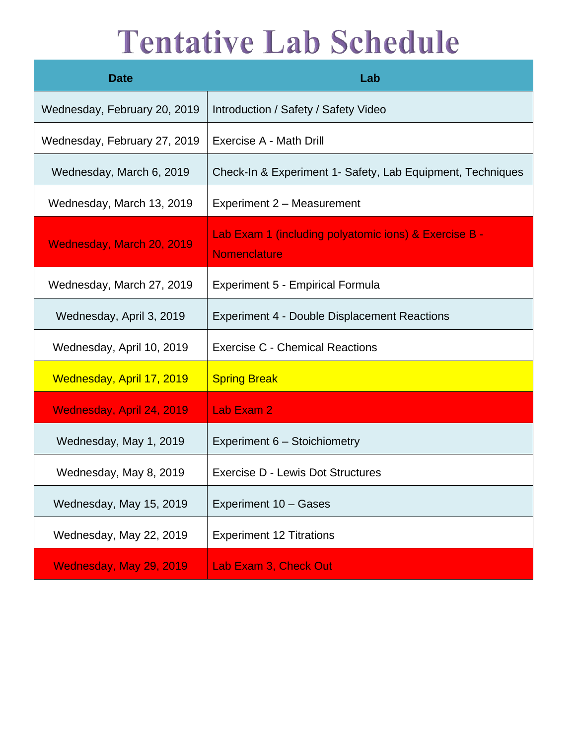# Tentative Lab Schedule

| Date | Lab |
| --- | --- |
| Wednesday, February 20, 2019 | Introduction / Safety / Safety Video |
| Wednesday, February 27, 2019 | Exercise A - Math Drill |
| Wednesday, March 6, 2019 | Check-In & Experiment 1- Safety, Lab Equipment, Techniques |
| Wednesday, March 13, 2019 | Experiment 2 – Measurement |
| Wednesday, March 20, 2019 | Lab Exam 1 (including polyatomic ions) & Exercise B - Nomenclature |
| Wednesday, March 27, 2019 | Experiment 5 - Empirical Formula |
| Wednesday, April 3, 2019 | Experiment 4 - Double Displacement Reactions |
| Wednesday, April 10, 2019 | Exercise C - Chemical Reactions |
| Wednesday, April 17, 2019 | Spring Break |
| Wednesday, April 24, 2019 | Lab Exam 2 |
| Wednesday, May 1, 2019 | Experiment 6 – Stoichiometry |
| Wednesday, May 8, 2019 | Exercise D - Lewis Dot Structures |
| Wednesday, May 15, 2019 | Experiment 10 – Gases |
| Wednesday, May 22, 2019 | Experiment 12 Titrations |
| Wednesday, May 29, 2019 | Lab Exam 3, Check Out |